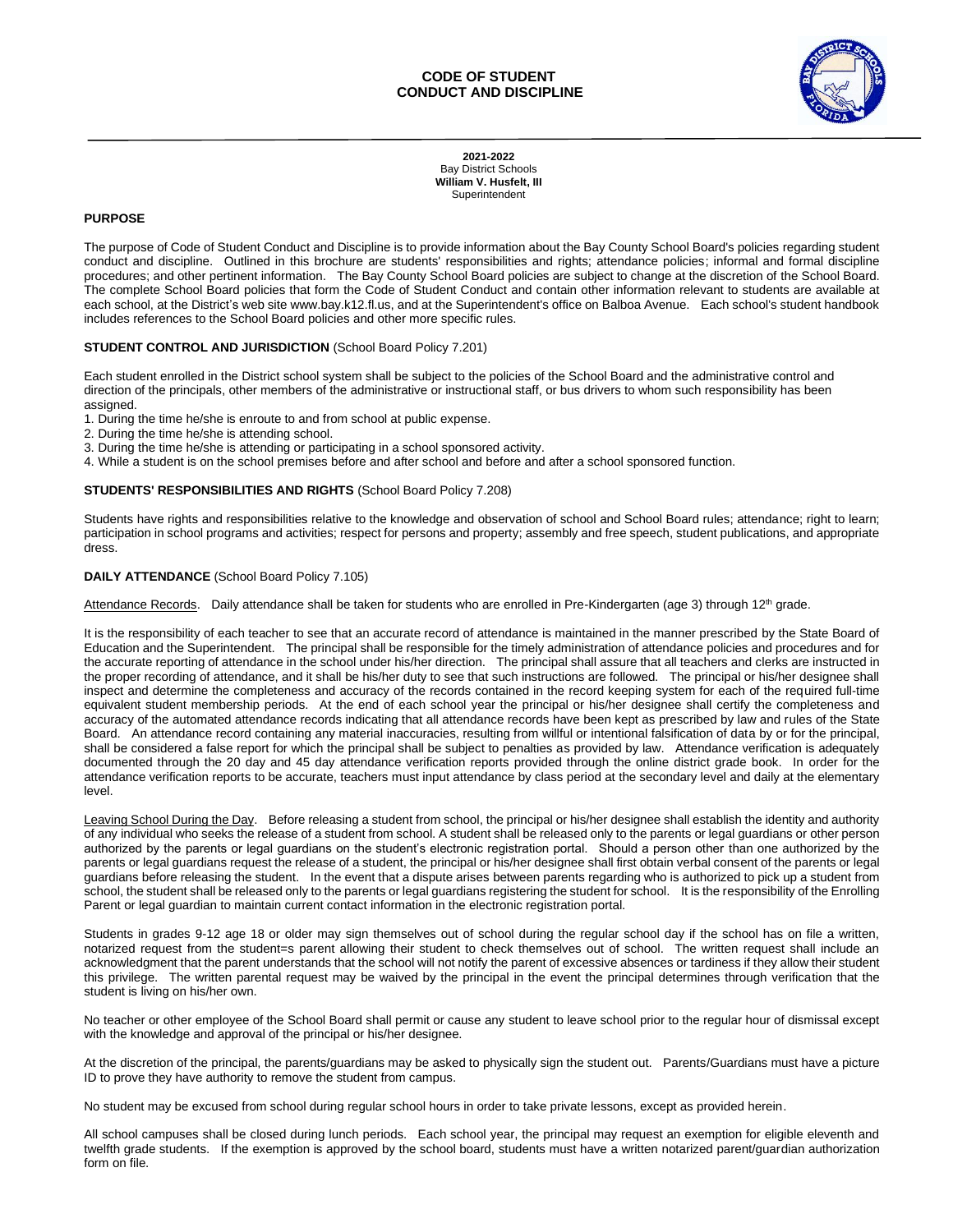# CODE OF STUDENT CONDUCT AND DISCIPLINE

**2021-2022**
Bay District Schools
**William V. Husfelt, III**
Superintendent

## PURPOSE

The purpose of Code of Student Conduct and Discipline is to provide information about the Bay County School Board's policies regarding student conduct and discipline. Outlined in this brochure are students' responsibilities and rights; attendance policies; informal and formal discipline procedures; and other pertinent information. The Bay County School Board policies are subject to change at the discretion of the School Board. The complete School Board policies that form the Code of Student Conduct and contain other information relevant to students are available at each school, at the District's web site www.bay.k12.fl.us, and at the Superintendent's office on Balboa Avenue. Each school's student handbook includes references to the School Board policies and other more specific rules.

## STUDENT CONTROL AND JURISDICTION (School Board Policy 7.201)

Each student enrolled in the District school system shall be subject to the policies of the School Board and the administrative control and direction of the principals, other members of the administrative or instructional staff, or bus drivers to whom such responsibility has been assigned.

1. During the time he/she is enroute to and from school at public expense.
2. During the time he/she is attending school.
3. During the time he/she is attending or participating in a school sponsored activity.
4. While a student is on the school premises before and after school and before and after a school sponsored function.

## STUDENTS' RESPONSIBILITIES AND RIGHTS (School Board Policy 7.208)

Students have rights and responsibilities relative to the knowledge and observation of school and School Board rules; attendance; right to learn; participation in school programs and activities; respect for persons and property; assembly and free speech, student publications, and appropriate dress.

## DAILY ATTENDANCE (School Board Policy 7.105)

Attendance Records. Daily attendance shall be taken for students who are enrolled in Pre-Kindergarten (age 3) through 12th grade.

It is the responsibility of each teacher to see that an accurate record of attendance is maintained in the manner prescribed by the State Board of Education and the Superintendent. The principal shall be responsible for the timely administration of attendance policies and procedures and for the accurate reporting of attendance in the school under his/her direction. The principal shall assure that all teachers and clerks are instructed in the proper recording of attendance, and it shall be his/her duty to see that such instructions are followed. The principal or his/her designee shall inspect and determine the completeness and accuracy of the records contained in the record keeping system for each of the required full-time equivalent student membership periods. At the end of each school year the principal or his/her designee shall certify the completeness and accuracy of the automated attendance records indicating that all attendance records have been kept as prescribed by law and rules of the State Board. An attendance record containing any material inaccuracies, resulting from willful or intentional falsification of data by or for the principal, shall be considered a false report for which the principal shall be subject to penalties as provided by law. Attendance verification is adequately documented through the 20 day and 45 day attendance verification reports provided through the online district grade book. In order for the attendance verification reports to be accurate, teachers must input attendance by class period at the secondary level and daily at the elementary level.

Leaving School During the Day. Before releasing a student from school, the principal or his/her designee shall establish the identity and authority of any individual who seeks the release of a student from school. A student shall be released only to the parents or legal guardians or other person authorized by the parents or legal guardians on the student's electronic registration portal. Should a person other than one authorized by the parents or legal guardians request the release of a student, the principal or his/her designee shall first obtain verbal consent of the parents or legal guardians before releasing the student. In the event that a dispute arises between parents regarding who is authorized to pick up a student from school, the student shall be released only to the parents or legal guardians registering the student for school. It is the responsibility of the Enrolling Parent or legal guardian to maintain current contact information in the electronic registration portal.

Students in grades 9-12 age 18 or older may sign themselves out of school during the regular school day if the school has on file a written, notarized request from the student=s parent allowing their student to check themselves out of school. The written request shall include an acknowledgment that the parent understands that the school will not notify the parent of excessive absences or tardiness if they allow their student this privilege. The written parental request may be waived by the principal in the event the principal determines through verification that the student is living on his/her own.

No teacher or other employee of the School Board shall permit or cause any student to leave school prior to the regular hour of dismissal except with the knowledge and approval of the principal or his/her designee.

At the discretion of the principal, the parents/guardians may be asked to physically sign the student out. Parents/Guardians must have a picture ID to prove they have authority to remove the student from campus.

No student may be excused from school during regular school hours in order to take private lessons, except as provided herein.

All school campuses shall be closed during lunch periods. Each school year, the principal may request an exemption for eligible eleventh and twelfth grade students. If the exemption is approved by the school board, students must have a written notarized parent/guardian authorization form on file.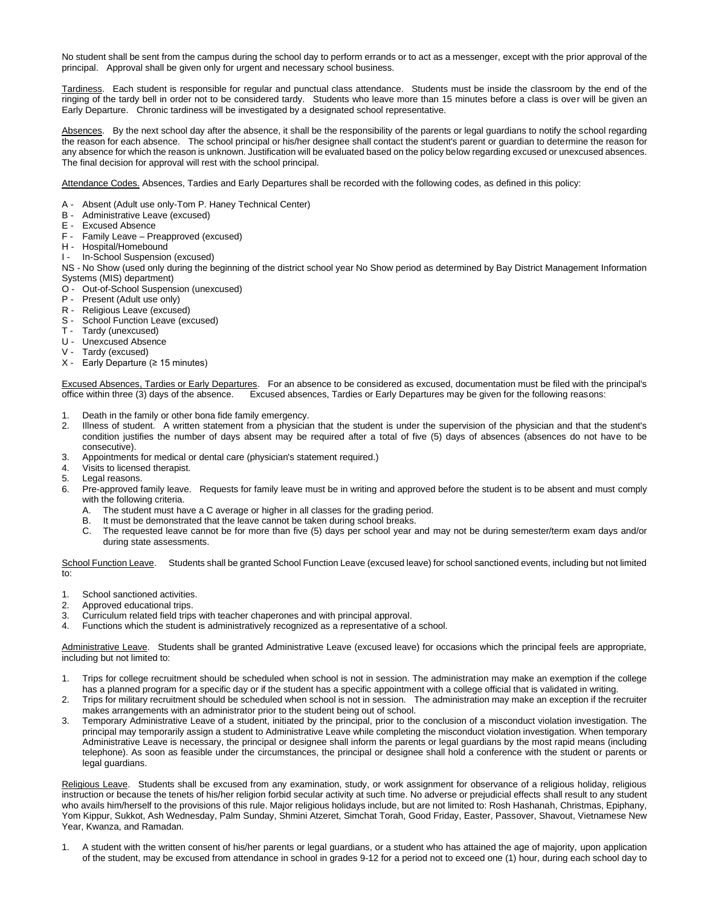No student shall be sent from the campus during the school day to perform errands or to act as a messenger, except with the prior approval of the principal. Approval shall be given only for urgent and necessary school business.

Tardiness. Each student is responsible for regular and punctual class attendance. Students must be inside the classroom by the end of the ringing of the tardy bell in order not to be considered tardy. Students who leave more than 15 minutes before a class is over will be given an Early Departure. Chronic tardiness will be investigated by a designated school representative.

Absences. By the next school day after the absence, it shall be the responsibility of the parents or legal guardians to notify the school regarding the reason for each absence. The school principal or his/her designee shall contact the student's parent or guardian to determine the reason for any absence for which the reason is unknown. Justification will be evaluated based on the policy below regarding excused or unexcused absences. The final decision for approval will rest with the school principal.

Attendance Codes. Absences, Tardies and Early Departures shall be recorded with the following codes, as defined in this policy:

A - Absent (Adult use only-Tom P. Haney Technical Center)
B - Administrative Leave (excused)
E - Excused Absence
F - Family Leave – Preapproved (excused)
H - Hospital/Homebound
I - In-School Suspension (excused)
NS - No Show (used only during the beginning of the district school year No Show period as determined by Bay District Management Information Systems (MIS) department)
O - Out-of-School Suspension (unexcused)
P - Present (Adult use only)
R - Religious Leave (excused)
S - School Function Leave (excused)
T - Tardy (unexcused)
U - Unexcused Absence
V - Tardy (excused)
X - Early Departure (≥ 15 minutes)

Excused Absences, Tardies or Early Departures. For an absence to be considered as excused, documentation must be filed with the principal's office within three (3) days of the absence. Excused absences, Tardies or Early Departures may be given for the following reasons:

1. Death in the family or other bona fide family emergency.
2. Illness of student. A written statement from a physician that the student is under the supervision of the physician and that the student's condition justifies the number of days absent may be required after a total of five (5) days of absences (absences do not have to be consecutive).
3. Appointments for medical or dental care (physician's statement required.)
4. Visits to licensed therapist.
5. Legal reasons.
6. Pre-approved family leave. Requests for family leave must be in writing and approved before the student is to be absent and must comply with the following criteria.
   A. The student must have a C average or higher in all classes for the grading period.
   B. It must be demonstrated that the leave cannot be taken during school breaks.
   C. The requested leave cannot be for more than five (5) days per school year and may not be during semester/term exam days and/or during state assessments.

School Function Leave. Students shall be granted School Function Leave (excused leave) for school sanctioned events, including but not limited to:

1. School sanctioned activities.
2. Approved educational trips.
3. Curriculum related field trips with teacher chaperones and with principal approval.
4. Functions which the student is administratively recognized as a representative of a school.

Administrative Leave. Students shall be granted Administrative Leave (excused leave) for occasions which the principal feels are appropriate, including but not limited to:

1. Trips for college recruitment should be scheduled when school is not in session. The administration may make an exemption if the college has a planned program for a specific day or if the student has a specific appointment with a college official that is validated in writing.
2. Trips for military recruitment should be scheduled when school is not in session. The administration may make an exception if the recruiter makes arrangements with an administrator prior to the student being out of school.
3. Temporary Administrative Leave of a student, initiated by the principal, prior to the conclusion of a misconduct violation investigation. The principal may temporarily assign a student to Administrative Leave while completing the misconduct violation investigation. When temporary Administrative Leave is necessary, the principal or designee shall inform the parents or legal guardians by the most rapid means (including telephone). As soon as feasible under the circumstances, the principal or designee shall hold a conference with the student or parents or legal guardians.

Religious Leave. Students shall be excused from any examination, study, or work assignment for observance of a religious holiday, religious instruction or because the tenets of his/her religion forbid secular activity at such time. No adverse or prejudicial effects shall result to any student who avails him/herself to the provisions of this rule. Major religious holidays include, but are not limited to: Rosh Hashanah, Christmas, Epiphany, Yom Kippur, Sukkot, Ash Wednesday, Palm Sunday, Shmini Atzeret, Simchat Torah, Good Friday, Easter, Passover, Shavout, Vietnamese New Year, Kwanza, and Ramadan.

1. A student with the written consent of his/her parents or legal guardians, or a student who has attained the age of majority, upon application of the student, may be excused from attendance in school in grades 9-12 for a period not to exceed one (1) hour, during each school day to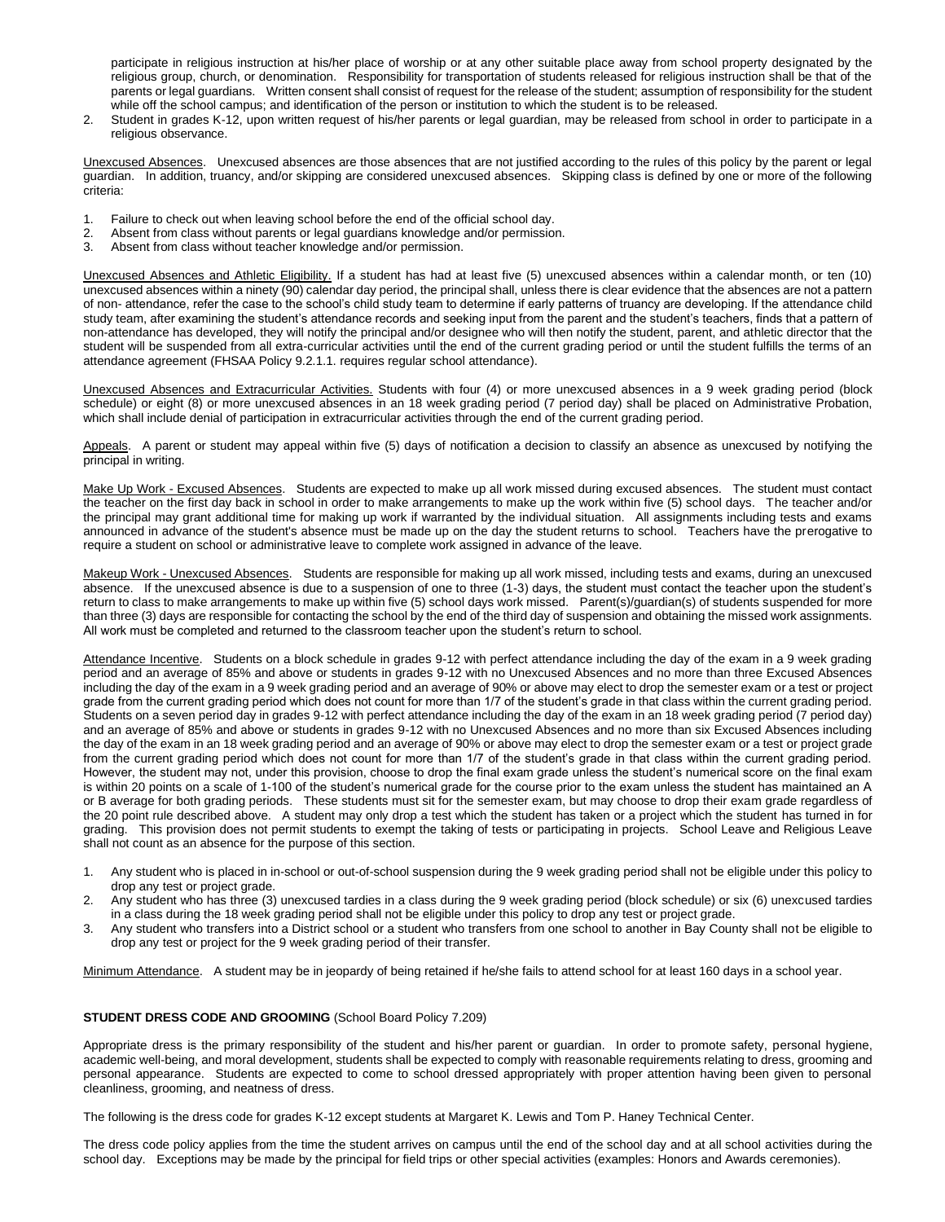participate in religious instruction at his/her place of worship or at any other suitable place away from school property designated by the religious group, church, or denomination. Responsibility for transportation of students released for religious instruction shall be that of the parents or legal guardians. Written consent shall consist of request for the release of the student; assumption of responsibility for the student while off the school campus; and identification of the person or institution to which the student is to be released.

2. Student in grades K-12, upon written request of his/her parents or legal guardian, may be released from school in order to participate in a religious observance.

Unexcused Absences. Unexcused absences are those absences that are not justified according to the rules of this policy by the parent or legal guardian. In addition, truancy, and/or skipping are considered unexcused absences. Skipping class is defined by one or more of the following criteria:

1. Failure to check out when leaving school before the end of the official school day.
2. Absent from class without parents or legal guardians knowledge and/or permission.
3. Absent from class without teacher knowledge and/or permission.

Unexcused Absences and Athletic Eligibility. If a student has had at least five (5) unexcused absences within a calendar month, or ten (10) unexcused absences within a ninety (90) calendar day period, the principal shall, unless there is clear evidence that the absences are not a pattern of non- attendance, refer the case to the school's child study team to determine if early patterns of truancy are developing. If the attendance child study team, after examining the student's attendance records and seeking input from the parent and the student's teachers, finds that a pattern of non-attendance has developed, they will notify the principal and/or designee who will then notify the student, parent, and athletic director that the student will be suspended from all extra-curricular activities until the end of the current grading period or until the student fulfills the terms of an attendance agreement (FHSAA Policy 9.2.1.1. requires regular school attendance).

Unexcused Absences and Extracurricular Activities. Students with four (4) or more unexcused absences in a 9 week grading period (block schedule) or eight (8) or more unexcused absences in an 18 week grading period (7 period day) shall be placed on Administrative Probation, which shall include denial of participation in extracurricular activities through the end of the current grading period.

Appeals. A parent or student may appeal within five (5) days of notification a decision to classify an absence as unexcused by notifying the principal in writing.

Make Up Work - Excused Absences. Students are expected to make up all work missed during excused absences. The student must contact the teacher on the first day back in school in order to make arrangements to make up the work within five (5) school days. The teacher and/or the principal may grant additional time for making up work if warranted by the individual situation. All assignments including tests and exams announced in advance of the student's absence must be made up on the day the student returns to school. Teachers have the prerogative to require a student on school or administrative leave to complete work assigned in advance of the leave.

Makeup Work - Unexcused Absences. Students are responsible for making up all work missed, including tests and exams, during an unexcused absence. If the unexcused absence is due to a suspension of one to three (1-3) days, the student must contact the teacher upon the student's return to class to make arrangements to make up within five (5) school days work missed. Parent(s)/guardian(s) of students suspended for more than three (3) days are responsible for contacting the school by the end of the third day of suspension and obtaining the missed work assignments. All work must be completed and returned to the classroom teacher upon the student's return to school.

Attendance Incentive. Students on a block schedule in grades 9-12 with perfect attendance including the day of the exam in a 9 week grading period and an average of 85% and above or students in grades 9-12 with no Unexcused Absences and no more than three Excused Absences including the day of the exam in a 9 week grading period and an average of 90% or above may elect to drop the semester exam or a test or project grade from the current grading period which does not count for more than 1/7 of the student's grade in that class within the current grading period. Students on a seven period day in grades 9-12 with perfect attendance including the day of the exam in an 18 week grading period (7 period day) and an average of 85% and above or students in grades 9-12 with no Unexcused Absences and no more than six Excused Absences including the day of the exam in an 18 week grading period and an average of 90% or above may elect to drop the semester exam or a test or project grade from the current grading period which does not count for more than 1/7 of the student's grade in that class within the current grading period. However, the student may not, under this provision, choose to drop the final exam grade unless the student's numerical score on the final exam is within 20 points on a scale of 1-100 of the student's numerical grade for the course prior to the exam unless the student has maintained an A or B average for both grading periods. These students must sit for the semester exam, but may choose to drop their exam grade regardless of the 20 point rule described above. A student may only drop a test which the student has taken or a project which the student has turned in for grading. This provision does not permit students to exempt the taking of tests or participating in projects. School Leave and Religious Leave shall not count as an absence for the purpose of this section.

1. Any student who is placed in in-school or out-of-school suspension during the 9 week grading period shall not be eligible under this policy to drop any test or project grade.
2. Any student who has three (3) unexcused tardies in a class during the 9 week grading period (block schedule) or six (6) unexcused tardies in a class during the 18 week grading period shall not be eligible under this policy to drop any test or project grade.
3. Any student who transfers into a District school or a student who transfers from one school to another in Bay County shall not be eligible to drop any test or project for the 9 week grading period of their transfer.

Minimum Attendance. A student may be in jeopardy of being retained if he/she fails to attend school for at least 160 days in a school year.

**STUDENT DRESS CODE AND GROOMING** (School Board Policy 7.209)

Appropriate dress is the primary responsibility of the student and his/her parent or guardian. In order to promote safety, personal hygiene, academic well-being, and moral development, students shall be expected to comply with reasonable requirements relating to dress, grooming and personal appearance. Students are expected to come to school dressed appropriately with proper attention having been given to personal cleanliness, grooming, and neatness of dress.

The following is the dress code for grades K-12 except students at Margaret K. Lewis and Tom P. Haney Technical Center.

The dress code policy applies from the time the student arrives on campus until the end of the school day and at all school activities during the school day. Exceptions may be made by the principal for field trips or other special activities (examples: Honors and Awards ceremonies).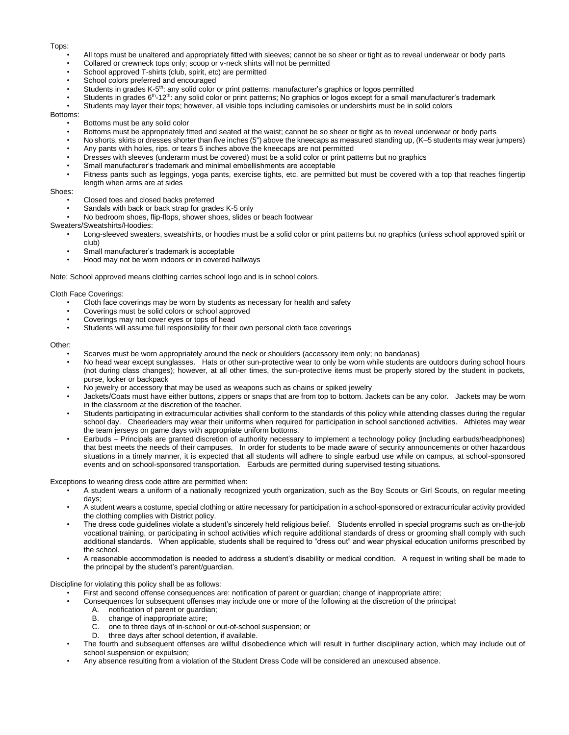Tops:

- All tops must be unaltered and appropriately fitted with sleeves; cannot be so sheer or tight as to reveal underwear or body parts
- Collared or crewneck tops only; scoop or v-neck shirts will not be permitted
- School approved T-shirts (club, spirit, etc) are permitted
- School colors preferred and encouraged
- Students in grades K-5th: any solid color or print patterns; manufacturer's graphics or logos permitted
- Students in grades 6th-12th: any solid color or print patterns; No graphics or logos except for a small manufacturer's trademark
- Students may layer their tops; however, all visible tops including camisoles or undershirts must be in solid colors

Bottoms:

- Bottoms must be any solid color
- Bottoms must be appropriately fitted and seated at the waist; cannot be so sheer or tight as to reveal underwear or body parts
- No shorts, skirts or dresses shorter than five inches (5") above the kneecaps as measured standing up, (K–5 students may wear jumpers)
- Any pants with holes, rips, or tears 5 inches above the kneecaps are not permitted
- Dresses with sleeves (underarm must be covered) must be a solid color or print patterns but no graphics
- Small manufacturer's trademark and minimal embellishments are acceptable
- Fitness pants such as leggings, yoga pants, exercise tights, etc. are permitted but must be covered with a top that reaches fingertip length when arms are at sides

Shoes:

- Closed toes and closed backs preferred
- Sandals with back or back strap for grades K-5 only
- No bedroom shoes, flip-flops, shower shoes, slides or beach footwear

Sweaters/Sweatshirts/Hoodies:

- Long-sleeved sweaters, sweatshirts, or hoodies must be a solid color or print patterns but no graphics (unless school approved spirit or club)
- Small manufacturer's trademark is acceptable
- Hood may not be worn indoors or in covered hallways

Note: School approved means clothing carries school logo and is in school colors.

Cloth Face Coverings:

- Cloth face coverings may be worn by students as necessary for health and safety
- Coverings must be solid colors or school approved
- Coverings may not cover eyes or tops of head
- Students will assume full responsibility for their own personal cloth face coverings

Other:

- Scarves must be worn appropriately around the neck or shoulders (accessory item only; no bandanas)
- No head wear except sunglasses. Hats or other sun-protective wear to only be worn while students are outdoors during school hours (not during class changes); however, at all other times, the sun-protective items must be properly stored by the student in pockets, purse, locker or backpack
- No jewelry or accessory that may be used as weapons such as chains or spiked jewelry
- Jackets/Coats must have either buttons, zippers or snaps that are from top to bottom. Jackets can be any color. Jackets may be worn in the classroom at the discretion of the teacher.
- Students participating in extracurricular activities shall conform to the standards of this policy while attending classes during the regular school day. Cheerleaders may wear their uniforms when required for participation in school sanctioned activities. Athletes may wear the team jerseys on game days with appropriate uniform bottoms.
- Earbuds – Principals are granted discretion of authority necessary to implement a technology policy (including earbuds/headphones) that best meets the needs of their campuses. In order for students to be made aware of security announcements or other hazardous situations in a timely manner, it is expected that all students will adhere to single earbud use while on campus, at school-sponsored events and on school-sponsored transportation. Earbuds are permitted during supervised testing situations.

Exceptions to wearing dress code attire are permitted when:

- A student wears a uniform of a nationally recognized youth organization, such as the Boy Scouts or Girl Scouts, on regular meeting days;
- A student wears a costume, special clothing or attire necessary for participation in a school-sponsored or extracurricular activity provided the clothing complies with District policy.
- The dress code guidelines violate a student's sincerely held religious belief. Students enrolled in special programs such as on-the-job vocational training, or participating in school activities which require additional standards of dress or grooming shall comply with such additional standards. When applicable, students shall be required to "dress out" and wear physical education uniforms prescribed by the school.
- A reasonable accommodation is needed to address a student's disability or medical condition. A request in writing shall be made to the principal by the student's parent/guardian.

Discipline for violating this policy shall be as follows:

- First and second offense consequences are: notification of parent or guardian; change of inappropriate attire;
- Consequences for subsequent offenses may include one or more of the following at the discretion of the principal:
  - A. notification of parent or guardian;
  - B. change of inappropriate attire;
  - C. one to three days of in-school or out-of-school suspension; or
  - D. three days after school detention, if available.
- The fourth and subsequent offenses are willful disobedience which will result in further disciplinary action, which may include out of school suspension or expulsion;
- Any absence resulting from a violation of the Student Dress Code will be considered an unexcused absence.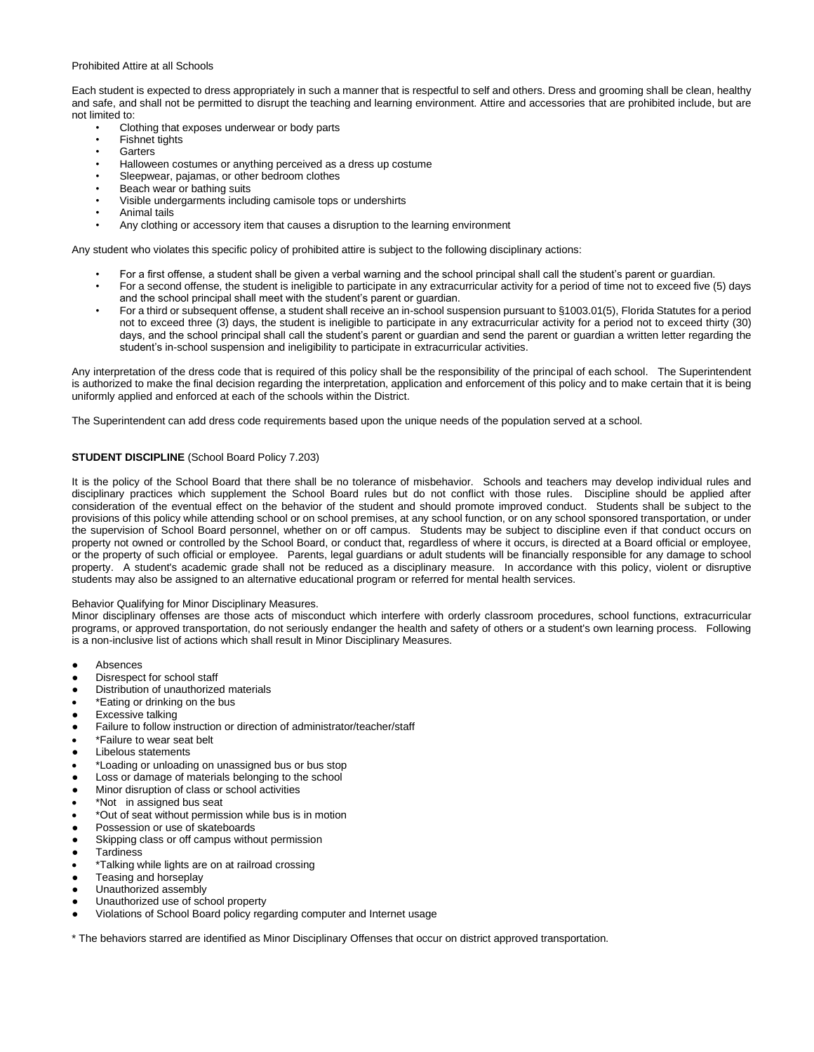Prohibited Attire at all Schools

Each student is expected to dress appropriately in such a manner that is respectful to self and others. Dress and grooming shall be clean, healthy and safe, and shall not be permitted to disrupt the teaching and learning environment. Attire and accessories that are prohibited include, but are not limited to:

- Clothing that exposes underwear or body parts
- Fishnet tights
- Garters
- Halloween costumes or anything perceived as a dress up costume
- Sleepwear, pajamas, or other bedroom clothes
- Beach wear or bathing suits
- Visible undergarments including camisole tops or undershirts
- Animal tails
- Any clothing or accessory item that causes a disruption to the learning environment

Any student who violates this specific policy of prohibited attire is subject to the following disciplinary actions:

- For a first offense, a student shall be given a verbal warning and the school principal shall call the student's parent or guardian.
- For a second offense, the student is ineligible to participate in any extracurricular activity for a period of time not to exceed five (5) days and the school principal shall meet with the student's parent or guardian.
- For a third or subsequent offense, a student shall receive an in-school suspension pursuant to §1003.01(5), Florida Statutes for a period not to exceed three (3) days, the student is ineligible to participate in any extracurricular activity for a period not to exceed thirty (30) days, and the school principal shall call the student's parent or guardian and send the parent or guardian a written letter regarding the student's in-school suspension and ineligibility to participate in extracurricular activities.

Any interpretation of the dress code that is required of this policy shall be the responsibility of the principal of each school. The Superintendent is authorized to make the final decision regarding the interpretation, application and enforcement of this policy and to make certain that it is being uniformly applied and enforced at each of the schools within the District.

The Superintendent can add dress code requirements based upon the unique needs of the population served at a school.

**STUDENT DISCIPLINE** (School Board Policy 7.203)

It is the policy of the School Board that there shall be no tolerance of misbehavior. Schools and teachers may develop individual rules and disciplinary practices which supplement the School Board rules but do not conflict with those rules. Discipline should be applied after consideration of the eventual effect on the behavior of the student and should promote improved conduct. Students shall be subject to the provisions of this policy while attending school or on school premises, at any school function, or on any school sponsored transportation, or under the supervision of School Board personnel, whether on or off campus. Students may be subject to discipline even if that conduct occurs on property not owned or controlled by the School Board, or conduct that, regardless of where it occurs, is directed at a Board official or employee, or the property of such official or employee. Parents, legal guardians or adult students will be financially responsible for any damage to school property. A student's academic grade shall not be reduced as a disciplinary measure. In accordance with this policy, violent or disruptive students may also be assigned to an alternative educational program or referred for mental health services.

Behavior Qualifying for Minor Disciplinary Measures.
Minor disciplinary offenses are those acts of misconduct which interfere with orderly classroom procedures, school functions, extracurricular programs, or approved transportation, do not seriously endanger the health and safety of others or a student's own learning process. Following is a non-inclusive list of actions which shall result in Minor Disciplinary Measures.

- Absences
- Disrespect for school staff
- Distribution of unauthorized materials
- *Eating or drinking on the bus
- Excessive talking
- Failure to follow instruction or direction of administrator/teacher/staff
- *Failure to wear seat belt
- Libelous statements
- *Loading or unloading on unassigned bus or bus stop
- Loss or damage of materials belonging to the school
- Minor disruption of class or school activities
- *Not in assigned bus seat
- *Out of seat without permission while bus is in motion
- Possession or use of skateboards
- Skipping class or off campus without permission
- Tardiness
- *Talking while lights are on at railroad crossing
- Teasing and horseplay
- Unauthorized assembly
- Unauthorized use of school property
- Violations of School Board policy regarding computer and Internet usage

\* The behaviors starred are identified as Minor Disciplinary Offenses that occur on district approved transportation.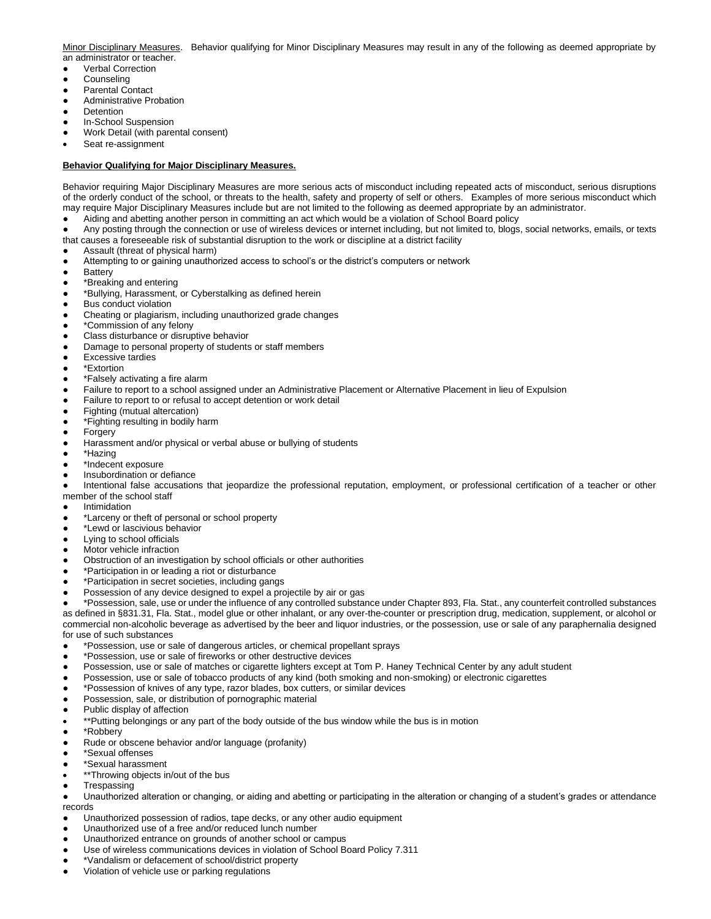<u>Minor Disciplinary Measures</u>. Behavior qualifying for Minor Disciplinary Measures may result in any of the following as deemed appropriate by an administrator or teacher.

- Verbal Correction
- Counseling
- Parental Contact
- Administrative Probation
- Detention
- In-School Suspension
- Work Detail (with parental consent)
- Seat re-assignment

**<u>Behavior Qualifying for Major Disciplinary Measures.</u>**

Behavior requiring Major Disciplinary Measures are more serious acts of misconduct including repeated acts of misconduct, serious disruptions of the orderly conduct of the school, or threats to the health, safety and property of self or others. Examples of more serious misconduct which may require Major Disciplinary Measures include but are not limited to the following as deemed appropriate by an administrator.

- Aiding and abetting another person in committing an act which would be a violation of School Board policy
- Any posting through the connection or use of wireless devices or internet including, but not limited to, blogs, social networks, emails, or texts that causes a foreseeable risk of substantial disruption to the work or discipline at a district facility
- Assault (threat of physical harm)
- Attempting to or gaining unauthorized access to school's or the district's computers or network
- Battery
- *Breaking and entering
- *Bullying, Harassment, or Cyberstalking as defined herein
- Bus conduct violation
- Cheating or plagiarism, including unauthorized grade changes
- *Commission of any felony
- Class disturbance or disruptive behavior
- Damage to personal property of students or staff members
- Excessive tardies
- *Extortion
- *Falsely activating a fire alarm
- Failure to report to a school assigned under an Administrative Placement or Alternative Placement in lieu of Expulsion
- Failure to report to or refusal to accept detention or work detail
- Fighting (mutual altercation)
- *Fighting resulting in bodily harm
- Forgery
- Harassment and/or physical or verbal abuse or bullying of students
- *Hazing
- *Indecent exposure
- Insubordination or defiance
- Intentional false accusations that jeopardize the professional reputation, employment, or professional certification of a teacher or other member of the school staff
- Intimidation
- *Larceny or theft of personal or school property
- *Lewd or lascivious behavior
- Lying to school officials
- Motor vehicle infraction
- Obstruction of an investigation by school officials or other authorities
- *Participation in or leading a riot or disturbance
- *Participation in secret societies, including gangs
- Possession of any device designed to expel a projectile by air or gas
- *Possession, sale, use or under the influence of any controlled substance under Chapter 893, Fla. Stat., any counterfeit controlled substances as defined in §831.31, Fla. Stat., model glue or other inhalant, or any over-the-counter or prescription drug, medication, supplement, or alcohol or commercial non-alcoholic beverage as advertised by the beer and liquor industries, or the possession, use or sale of any paraphernalia designed for use of such substances
- *Possession, use or sale of dangerous articles, or chemical propellant sprays
- *Possession, use or sale of fireworks or other destructive devices
- Possession, use or sale of matches or cigarette lighters except at Tom P. Haney Technical Center by any adult student
- Possession, use or sale of tobacco products of any kind (both smoking and non-smoking) or electronic cigarettes
- *Possession of knives of any type, razor blades, box cutters, or similar devices
- Possession, sale, or distribution of pornographic material
- Public display of affection
- **Putting belongings or any part of the body outside of the bus window while the bus is in motion
- *Robbery
- Rude or obscene behavior and/or language (profanity)
- *Sexual offenses
- *Sexual harassment
- **Throwing objects in/out of the bus
- Trespassing
- Unauthorized alteration or changing, or aiding and abetting or participating in the alteration or changing of a student's grades or attendance records
- Unauthorized possession of radios, tape decks, or any other audio equipment
- Unauthorized use of a free and/or reduced lunch number
- Unauthorized entrance on grounds of another school or campus
- Use of wireless communications devices in violation of School Board Policy 7.311
- *Vandalism or defacement of school/district property
- Violation of vehicle use or parking regulations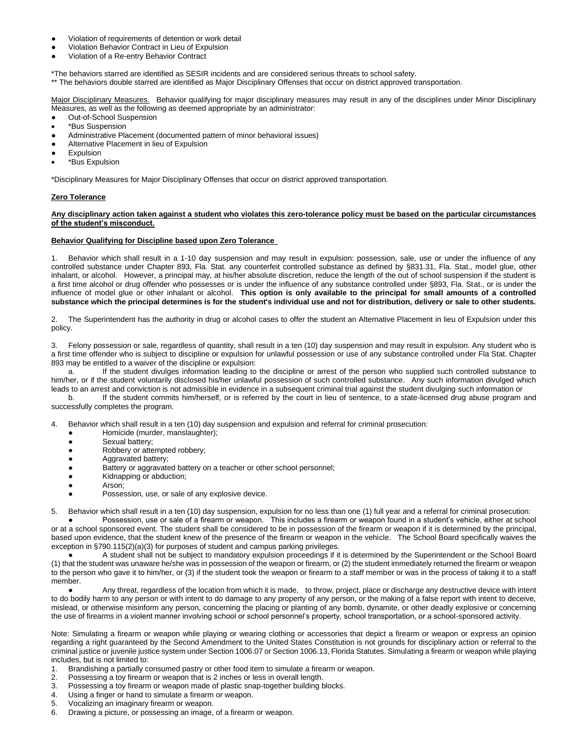- Violation of requirements of detention or work detail
- Violation Behavior Contract in Lieu of Expulsion
- Violation of a Re-entry Behavior Contract

*The behaviors starred are identified as SESIR incidents and are considered serious threats to school safety.
** The behaviors double starred are identified as Major Disciplinary Offenses that occur on district approved transportation.

Major Disciplinary Measures. Behavior qualifying for major disciplinary measures may result in any of the disciplines under Minor Disciplinary Measures, as well as the following as deemed appropriate by an administrator:

- Out-of-School Suspension
- *Bus Suspension
- Administrative Placement (documented pattern of minor behavioral issues)
- Alternative Placement in lieu of Expulsion
- Expulsion
- *Bus Expulsion

*Disciplinary Measures for Major Disciplinary Offenses that occur on district approved transportation.

**Zero Tolerance**

**Any disciplinary action taken against a student who violates this zero-tolerance policy must be based on the particular circumstances of the student's misconduct.**

**Behavior Qualifying for Discipline based upon Zero Tolerance**

1. Behavior which shall result in a 1-10 day suspension and may result in expulsion: possession, sale, use or under the influence of any controlled substance under Chapter 893, Fla. Stat. any counterfeit controlled substance as defined by §831.31, Fla. Stat., model glue, other inhalant, or alcohol. However, a principal may, at his/her absolute discretion, reduce the length of the out of school suspension if the student is a first time alcohol or drug offender who possesses or is under the influence of any substance controlled under §893, Fla. Stat., or is under the influence of model glue or other inhalant or alcohol. **This option is only available to the principal for small amounts of a controlled substance which the principal determines is for the student's individual use and not for distribution, delivery or sale to other students.**

2. The Superintendent has the authority in drug or alcohol cases to offer the student an Alternative Placement in lieu of Expulsion under this policy.

3. Felony possession or sale, regardless of quantity, shall result in a ten (10) day suspension and may result in expulsion. Any student who is a first time offender who is subject to discipline or expulsion for unlawful possession or use of any substance controlled under Fla Stat. Chapter 893 may be entitled to a waiver of the discipline or expulsion:
   a. If the student divulges information leading to the discipline or arrest of the person who supplied such controlled substance to him/her, or if the student voluntarily disclosed his/her unlawful possession of such controlled substance. Any such information divulged which leads to an arrest and conviction is not admissible in evidence in a subsequent criminal trial against the student divulging such information or
   b. If the student commits him/herself, or is referred by the court in lieu of sentence, to a state-licensed drug abuse program and successfully completes the program.

4. Behavior which shall result in a ten (10) day suspension and expulsion and referral for criminal prosecution:
   - Homicide (murder, manslaughter);
   - Sexual battery;
   - Robbery or attempted robbery;
   - Aggravated battery;
   - Battery or aggravated battery on a teacher or other school personnel;
   - Kidnapping or abduction;
   - Arson;
   - Possession, use, or sale of any explosive device.

5. Behavior which shall result in a ten (10) day suspension, expulsion for no less than one (1) full year and a referral for criminal prosecution:
   - Possession, use or sale of a firearm or weapon. This includes a firearm or weapon found in a student's vehicle, either at school or at a school sponsored event. The student shall be considered to be in possession of the firearm or weapon if it is determined by the principal, based upon evidence, that the student knew of the presence of the firearm or weapon in the vehicle. The School Board specifically waives the exception in §790.115(2)(a)(3) for purposes of student and campus parking privileges.
   - A student shall not be subject to mandatory expulsion proceedings if it is determined by the Superintendent or the School Board (1) that the student was unaware he/she was in possession of the weapon or firearm, or (2) the student immediately returned the firearm or weapon to the person who gave it to him/her, or (3) if the student took the weapon or firearm to a staff member or was in the process of taking it to a staff member.
   - Any threat, regardless of the location from which it is made, to throw, project, place or discharge any destructive device with intent to do bodily harm to any person or with intent to do damage to any property of any person, or the making of a false report with intent to deceive, mislead, or otherwise misinform any person, concerning the placing or planting of any bomb, dynamite, or other deadly explosive or concerning the use of firearms in a violent manner involving school or school personnel's property, school transportation, or a school-sponsored activity.

Note: Simulating a firearm or weapon while playing or wearing clothing or accessories that depict a firearm or weapon or express an opinion regarding a right guaranteed by the Second Amendment to the United States Constitution is not grounds for disciplinary action or referral to the criminal justice or juvenile justice system under Section 1006.07 or Section 1006.13, Florida Statutes. Simulating a firearm or weapon while playing includes, but is not limited to:

1. Brandishing a partially consumed pastry or other food item to simulate a firearm or weapon.
2. Possessing a toy firearm or weapon that is 2 inches or less in overall length.
3. Possessing a toy firearm or weapon made of plastic snap-together building blocks.
4. Using a finger or hand to simulate a firearm or weapon.
5. Vocalizing an imaginary firearm or weapon.
6. Drawing a picture, or possessing an image, of a firearm or weapon.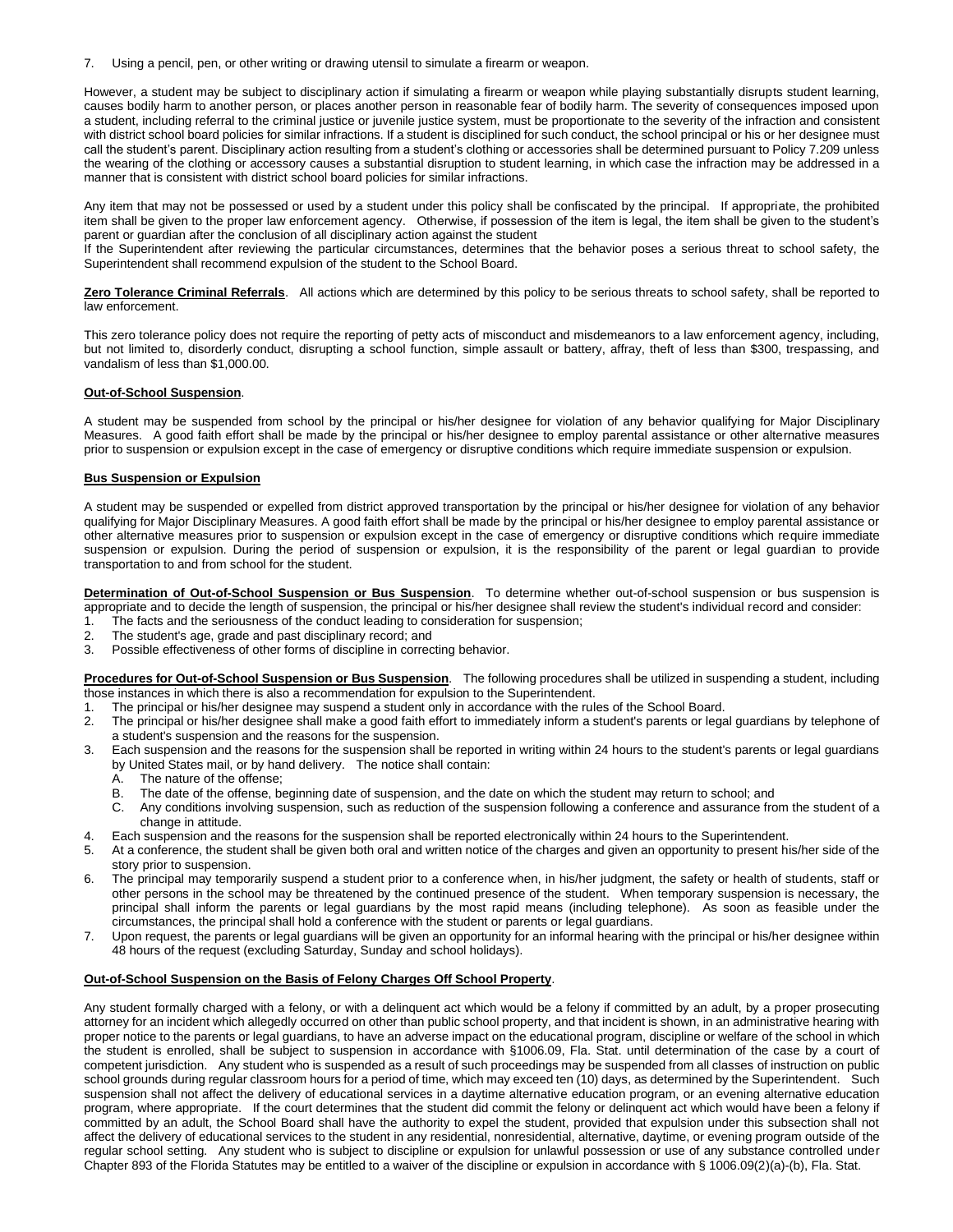7. Using a pencil, pen, or other writing or drawing utensil to simulate a firearm or weapon.

However, a student may be subject to disciplinary action if simulating a firearm or weapon while playing substantially disrupts student learning, causes bodily harm to another person, or places another person in reasonable fear of bodily harm. The severity of consequences imposed upon a student, including referral to the criminal justice or juvenile justice system, must be proportionate to the severity of the infraction and consistent with district school board policies for similar infractions. If a student is disciplined for such conduct, the school principal or his or her designee must call the student's parent. Disciplinary action resulting from a student's clothing or accessories shall be determined pursuant to Policy 7.209 unless the wearing of the clothing or accessory causes a substantial disruption to student learning, in which case the infraction may be addressed in a manner that is consistent with district school board policies for similar infractions.

Any item that may not be possessed or used by a student under this policy shall be confiscated by the principal. If appropriate, the prohibited item shall be given to the proper law enforcement agency. Otherwise, if possession of the item is legal, the item shall be given to the student's parent or guardian after the conclusion of all disciplinary action against the student

If the Superintendent after reviewing the particular circumstances, determines that the behavior poses a serious threat to school safety, the Superintendent shall recommend expulsion of the student to the School Board.

**Zero Tolerance Criminal Referrals**. All actions which are determined by this policy to be serious threats to school safety, shall be reported to law enforcement.

This zero tolerance policy does not require the reporting of petty acts of misconduct and misdemeanors to a law enforcement agency, including, but not limited to, disorderly conduct, disrupting a school function, simple assault or battery, affray, theft of less than $300, trespassing, and vandalism of less than $1,000.00.

**Out-of-School Suspension**.

A student may be suspended from school by the principal or his/her designee for violation of any behavior qualifying for Major Disciplinary Measures. A good faith effort shall be made by the principal or his/her designee to employ parental assistance or other alternative measures prior to suspension or expulsion except in the case of emergency or disruptive conditions which require immediate suspension or expulsion.

**Bus Suspension or Expulsion**

A student may be suspended or expelled from district approved transportation by the principal or his/her designee for violation of any behavior qualifying for Major Disciplinary Measures. A good faith effort shall be made by the principal or his/her designee to employ parental assistance or other alternative measures prior to suspension or expulsion except in the case of emergency or disruptive conditions which require immediate suspension or expulsion. During the period of suspension or expulsion, it is the responsibility of the parent or legal guardian to provide transportation to and from school for the student.

**Determination of Out-of-School Suspension or Bus Suspension**. To determine whether out-of-school suspension or bus suspension is appropriate and to decide the length of suspension, the principal or his/her designee shall review the student's individual record and consider:

1. The facts and the seriousness of the conduct leading to consideration for suspension;
2. The student's age, grade and past disciplinary record; and
3. Possible effectiveness of other forms of discipline in correcting behavior.

**Procedures for Out-of-School Suspension or Bus Suspension**. The following procedures shall be utilized in suspending a student, including those instances in which there is also a recommendation for expulsion to the Superintendent.

1. The principal or his/her designee may suspend a student only in accordance with the rules of the School Board.
2. The principal or his/her designee shall make a good faith effort to immediately inform a student's parents or legal guardians by telephone of a student's suspension and the reasons for the suspension.
3. Each suspension and the reasons for the suspension shall be reported in writing within 24 hours to the student's parents or legal guardians by United States mail, or by hand delivery. The notice shall contain:
   A. The nature of the offense;
   B. The date of the offense, beginning date of suspension, and the date on which the student may return to school; and
   C. Any conditions involving suspension, such as reduction of the suspension following a conference and assurance from the student of a change in attitude.
4. Each suspension and the reasons for the suspension shall be reported electronically within 24 hours to the Superintendent.
5. At a conference, the student shall be given both oral and written notice of the charges and given an opportunity to present his/her side of the story prior to suspension.
6. The principal may temporarily suspend a student prior to a conference when, in his/her judgment, the safety or health of students, staff or other persons in the school may be threatened by the continued presence of the student. When temporary suspension is necessary, the principal shall inform the parents or legal guardians by the most rapid means (including telephone). As soon as feasible under the circumstances, the principal shall hold a conference with the student or parents or legal guardians.
7. Upon request, the parents or legal guardians will be given an opportunity for an informal hearing with the principal or his/her designee within 48 hours of the request (excluding Saturday, Sunday and school holidays).

**Out-of-School Suspension on the Basis of Felony Charges Off School Property**.

Any student formally charged with a felony, or with a delinquent act which would be a felony if committed by an adult, by a proper prosecuting attorney for an incident which allegedly occurred on other than public school property, and that incident is shown, in an administrative hearing with proper notice to the parents or legal guardians, to have an adverse impact on the educational program, discipline or welfare of the school in which the student is enrolled, shall be subject to suspension in accordance with §1006.09, Fla. Stat. until determination of the case by a court of competent jurisdiction. Any student who is suspended as a result of such proceedings may be suspended from all classes of instruction on public school grounds during regular classroom hours for a period of time, which may exceed ten (10) days, as determined by the Superintendent. Such suspension shall not affect the delivery of educational services in a daytime alternative education program, or an evening alternative education program, where appropriate. If the court determines that the student did commit the felony or delinquent act which would have been a felony if committed by an adult, the School Board shall have the authority to expel the student, provided that expulsion under this subsection shall not affect the delivery of educational services to the student in any residential, nonresidential, alternative, daytime, or evening program outside of the regular school setting. Any student who is subject to discipline or expulsion for unlawful possession or use of any substance controlled under Chapter 893 of the Florida Statutes may be entitled to a waiver of the discipline or expulsion in accordance with § 1006.09(2)(a)-(b), Fla. Stat.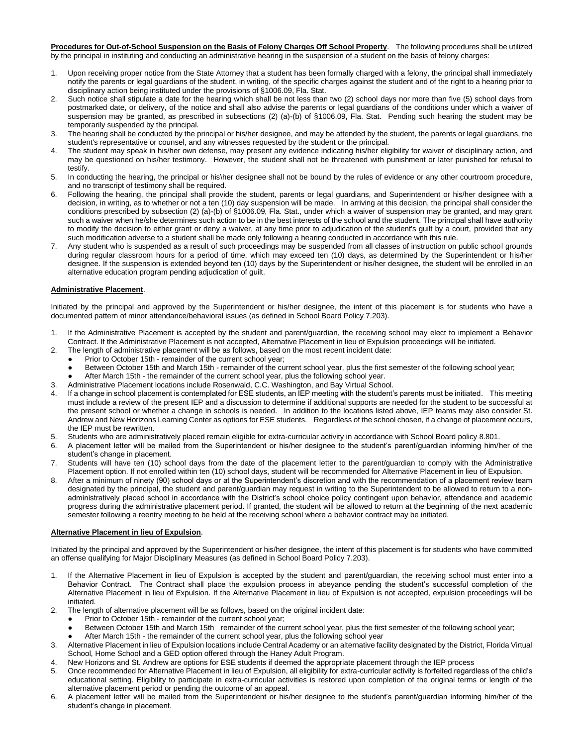**Procedures for Out-of-School Suspension on the Basis of Felony Charges Off School Property**. The following procedures shall be utilized by the principal in instituting and conducting an administrative hearing in the suspension of a student on the basis of felony charges:

1. Upon receiving proper notice from the State Attorney that a student has been formally charged with a felony, the principal shall immediately notify the parents or legal guardians of the student, in writing, of the specific charges against the student and of the right to a hearing prior to disciplinary action being instituted under the provisions of §1006.09, Fla. Stat.
2. Such notice shall stipulate a date for the hearing which shall be not less than two (2) school days nor more than five (5) school days from postmarked date, or delivery, of the notice and shall also advise the parents or legal guardians of the conditions under which a waiver of suspension may be granted, as prescribed in subsections (2) (a)-(b) of §1006.09, Fla. Stat. Pending such hearing the student may be temporarily suspended by the principal.
3. The hearing shall be conducted by the principal or his/her designee, and may be attended by the student, the parents or legal guardians, the student's representative or counsel, and any witnesses requested by the student or the principal.
4. The student may speak in his/her own defense, may present any evidence indicating his/her eligibility for waiver of disciplinary action, and may be questioned on his/her testimony. However, the student shall not be threatened with punishment or later punished for refusal to testify.
5. In conducting the hearing, the principal or his\her designee shall not be bound by the rules of evidence or any other courtroom procedure, and no transcript of testimony shall be required.
6. Following the hearing, the principal shall provide the student, parents or legal guardians, and Superintendent or his/her designee with a decision, in writing, as to whether or not a ten (10) day suspension will be made. In arriving at this decision, the principal shall consider the conditions prescribed by subsection (2) (a)-(b) of §1006.09, Fla. Stat., under which a waiver of suspension may be granted, and may grant such a waiver when he/she determines such action to be in the best interests of the school and the student. The principal shall have authority to modify the decision to either grant or deny a waiver, at any time prior to adjudication of the student's guilt by a court, provided that any such modification adverse to a student shall be made only following a hearing conducted in accordance with this rule.
7. Any student who is suspended as a result of such proceedings may be suspended from all classes of instruction on public school grounds during regular classroom hours for a period of time, which may exceed ten (10) days, as determined by the Superintendent or his/her designee. If the suspension is extended beyond ten (10) days by the Superintendent or his/her designee, the student will be enrolled in an alternative education program pending adjudication of guilt.

**Administrative Placement**.

Initiated by the principal and approved by the Superintendent or his/her designee, the intent of this placement is for students who have a documented pattern of minor attendance/behavioral issues (as defined in School Board Policy 7.203).

1. If the Administrative Placement is accepted by the student and parent/guardian, the receiving school may elect to implement a Behavior Contract. If the Administrative Placement is not accepted, Alternative Placement in lieu of Expulsion proceedings will be initiated.
2. The length of administrative placement will be as follows, based on the most recent incident date:
   - Prior to October 15th - remainder of the current school year;
   - Between October 15th and March 15th - remainder of the current school year, plus the first semester of the following school year;
   - After March 15th - the remainder of the current school year, plus the following school year.
3. Administrative Placement locations include Rosenwald, C.C. Washington, and Bay Virtual School.
4. If a change in school placement is contemplated for ESE students, an IEP meeting with the student's parents must be initiated. This meeting must include a review of the present IEP and a discussion to determine if additional supports are needed for the student to be successful at the present school or whether a change in schools is needed. In addition to the locations listed above, IEP teams may also consider St. Andrew and New Horizons Learning Center as options for ESE students. Regardless of the school chosen, if a change of placement occurs, the IEP must be rewritten.
5. Students who are administratively placed remain eligible for extra-curricular activity in accordance with School Board policy 8.801.
6. A placement letter will be mailed from the Superintendent or his/her designee to the student's parent/guardian informing him/her of the student's change in placement.
7. Students will have ten (10) school days from the date of the placement letter to the parent/guardian to comply with the Administrative Placement option. If not enrolled within ten (10) school days, student will be recommended for Alternative Placement in lieu of Expulsion.
8. After a minimum of ninety (90) school days or at the Superintendent's discretion and with the recommendation of a placement review team designated by the principal, the student and parent/guardian may request in writing to the Superintendent to be allowed to return to a non-administratively placed school in accordance with the District's school choice policy contingent upon behavior, attendance and academic progress during the administrative placement period. If granted, the student will be allowed to return at the beginning of the next academic semester following a reentry meeting to be held at the receiving school where a behavior contract may be initiated.

**Alternative Placement in lieu of Expulsion**.

Initiated by the principal and approved by the Superintendent or his/her designee, the intent of this placement is for students who have committed an offense qualifying for Major Disciplinary Measures (as defined in School Board Policy 7.203).

1. If the Alternative Placement in lieu of Expulsion is accepted by the student and parent/guardian, the receiving school must enter into a Behavior Contract. The Contract shall place the expulsion process in abeyance pending the student's successful completion of the Alternative Placement in lieu of Expulsion. If the Alternative Placement in lieu of Expulsion is not accepted, expulsion proceedings will be initiated.
2. The length of alternative placement will be as follows, based on the original incident date:
   - Prior to October 15th - remainder of the current school year;
   - Between October 15th and March 15th remainder of the current school year, plus the first semester of the following school year;
   - After March 15th - the remainder of the current school year, plus the following school year
3. Alternative Placement in lieu of Expulsion locations include Central Academy or an alternative facility designated by the District, Florida Virtual School, Home School and a GED option offered through the Haney Adult Program.
4. New Horizons and St. Andrew are options for ESE students if deemed the appropriate placement through the IEP process
5. Once recommended for Alternative Placement in lieu of Expulsion, all eligibility for extra-curricular activity is forfeited regardless of the child's educational setting. Eligibility to participate in extra-curricular activities is restored upon completion of the original terms or length of the alternative placement period or pending the outcome of an appeal.
6. A placement letter will be mailed from the Superintendent or his/her designee to the student's parent/guardian informing him/her of the student's change in placement.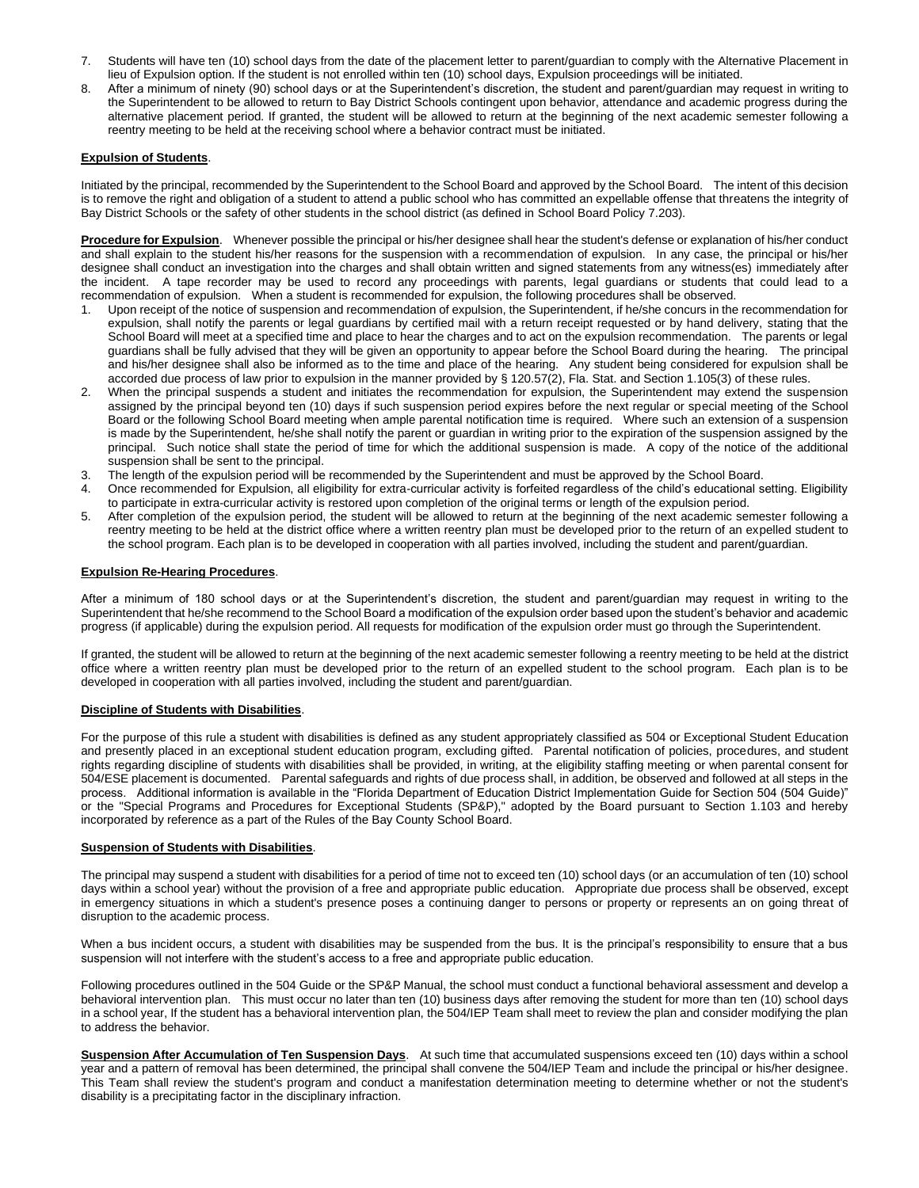7. Students will have ten (10) school days from the date of the placement letter to parent/guardian to comply with the Alternative Placement in lieu of Expulsion option. If the student is not enrolled within ten (10) school days, Expulsion proceedings will be initiated.
8. After a minimum of ninety (90) school days or at the Superintendent's discretion, the student and parent/guardian may request in writing to the Superintendent to be allowed to return to Bay District Schools contingent upon behavior, attendance and academic progress during the alternative placement period. If granted, the student will be allowed to return at the beginning of the next academic semester following a reentry meeting to be held at the receiving school where a behavior contract must be initiated.

**Expulsion of Students**.

Initiated by the principal, recommended by the Superintendent to the School Board and approved by the School Board. The intent of this decision is to remove the right and obligation of a student to attend a public school who has committed an expellable offense that threatens the integrity of Bay District Schools or the safety of other students in the school district (as defined in School Board Policy 7.203).

**Procedure for Expulsion**. Whenever possible the principal or his/her designee shall hear the student's defense or explanation of his/her conduct and shall explain to the student his/her reasons for the suspension with a recommendation of expulsion. In any case, the principal or his/her designee shall conduct an investigation into the charges and shall obtain written and signed statements from any witness(es) immediately after the incident. A tape recorder may be used to record any proceedings with parents, legal guardians or students that could lead to a recommendation of expulsion. When a student is recommended for expulsion, the following procedures shall be observed.

1. Upon receipt of the notice of suspension and recommendation of expulsion, the Superintendent, if he/she concurs in the recommendation for expulsion, shall notify the parents or legal guardians by certified mail with a return receipt requested or by hand delivery, stating that the School Board will meet at a specified time and place to hear the charges and to act on the expulsion recommendation. The parents or legal guardians shall be fully advised that they will be given an opportunity to appear before the School Board during the hearing. The principal and his/her designee shall also be informed as to the time and place of the hearing. Any student being considered for expulsion shall be accorded due process of law prior to expulsion in the manner provided by § 120.57(2), Fla. Stat. and Section 1.105(3) of these rules.
2. When the principal suspends a student and initiates the recommendation for expulsion, the Superintendent may extend the suspension assigned by the principal beyond ten (10) days if such suspension period expires before the next regular or special meeting of the School Board or the following School Board meeting when ample parental notification time is required. Where such an extension of a suspension is made by the Superintendent, he/she shall notify the parent or guardian in writing prior to the expiration of the suspension assigned by the principal. Such notice shall state the period of time for which the additional suspension is made. A copy of the notice of the additional suspension shall be sent to the principal.
3. The length of the expulsion period will be recommended by the Superintendent and must be approved by the School Board.
4. Once recommended for Expulsion, all eligibility for extra-curricular activity is forfeited regardless of the child's educational setting. Eligibility to participate in extra-curricular activity is restored upon completion of the original terms or length of the expulsion period.
5. After completion of the expulsion period, the student will be allowed to return at the beginning of the next academic semester following a reentry meeting to be held at the district office where a written reentry plan must be developed prior to the return of an expelled student to the school program. Each plan is to be developed in cooperation with all parties involved, including the student and parent/guardian.

**Expulsion Re-Hearing Procedures**.

After a minimum of 180 school days or at the Superintendent's discretion, the student and parent/guardian may request in writing to the Superintendent that he/she recommend to the School Board a modification of the expulsion order based upon the student's behavior and academic progress (if applicable) during the expulsion period. All requests for modification of the expulsion order must go through the Superintendent.

If granted, the student will be allowed to return at the beginning of the next academic semester following a reentry meeting to be held at the district office where a written reentry plan must be developed prior to the return of an expelled student to the school program. Each plan is to be developed in cooperation with all parties involved, including the student and parent/guardian.

**Discipline of Students with Disabilities**.

For the purpose of this rule a student with disabilities is defined as any student appropriately classified as 504 or Exceptional Student Education and presently placed in an exceptional student education program, excluding gifted. Parental notification of policies, procedures, and student rights regarding discipline of students with disabilities shall be provided, in writing, at the eligibility staffing meeting or when parental consent for 504/ESE placement is documented. Parental safeguards and rights of due process shall, in addition, be observed and followed at all steps in the process. Additional information is available in the "Florida Department of Education District Implementation Guide for Section 504 (504 Guide)" or the "Special Programs and Procedures for Exceptional Students (SP&P)," adopted by the Board pursuant to Section 1.103 and hereby incorporated by reference as a part of the Rules of the Bay County School Board.

**Suspension of Students with Disabilities**.

The principal may suspend a student with disabilities for a period of time not to exceed ten (10) school days (or an accumulation of ten (10) school days within a school year) without the provision of a free and appropriate public education. Appropriate due process shall be observed, except in emergency situations in which a student's presence poses a continuing danger to persons or property or represents an on going threat of disruption to the academic process.

When a bus incident occurs, a student with disabilities may be suspended from the bus. It is the principal's responsibility to ensure that a bus suspension will not interfere with the student's access to a free and appropriate public education.

Following procedures outlined in the 504 Guide or the SP&P Manual, the school must conduct a functional behavioral assessment and develop a behavioral intervention plan. This must occur no later than ten (10) business days after removing the student for more than ten (10) school days in a school year, If the student has a behavioral intervention plan, the 504/IEP Team shall meet to review the plan and consider modifying the plan to address the behavior.

**Suspension After Accumulation of Ten Suspension Days**. At such time that accumulated suspensions exceed ten (10) days within a school year and a pattern of removal has been determined, the principal shall convene the 504/IEP Team and include the principal or his/her designee. This Team shall review the student's program and conduct a manifestation determination meeting to determine whether or not the student's disability is a precipitating factor in the disciplinary infraction.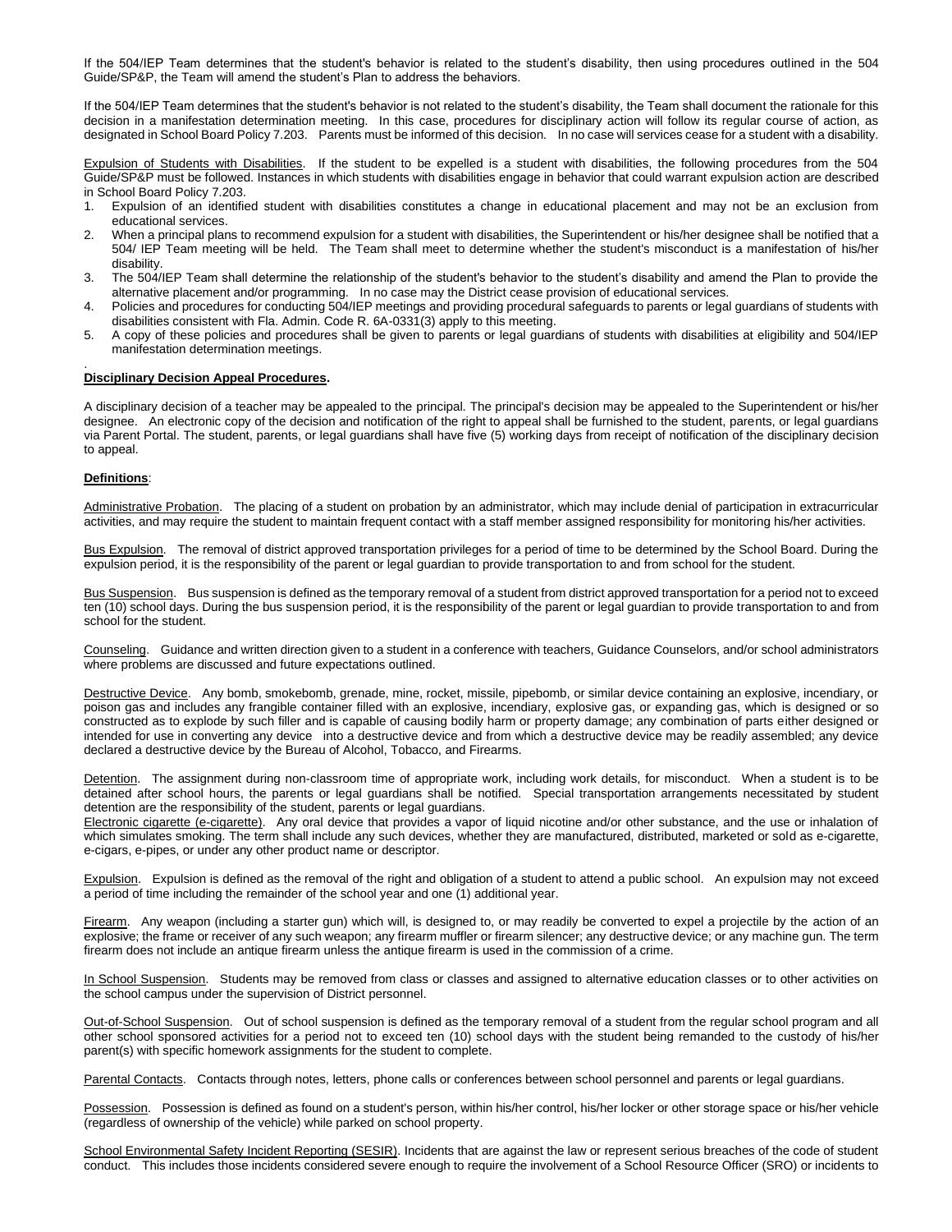If the 504/IEP Team determines that the student's behavior is related to the student's disability, then using procedures outlined in the 504 Guide/SP&P, the Team will amend the student's Plan to address the behaviors.

If the 504/IEP Team determines that the student's behavior is not related to the student's disability, the Team shall document the rationale for this decision in a manifestation determination meeting. In this case, procedures for disciplinary action will follow its regular course of action, as designated in School Board Policy 7.203. Parents must be informed of this decision. In no case will services cease for a student with a disability.

<u>Expulsion of Students with Disabilities</u>. If the student to be expelled is a student with disabilities, the following procedures from the 504 Guide/SP&P must be followed. Instances in which students with disabilities engage in behavior that could warrant expulsion action are described in School Board Policy 7.203.

1. Expulsion of an identified student with disabilities constitutes a change in educational placement and may not be an exclusion from educational services.
2. When a principal plans to recommend expulsion for a student with disabilities, the Superintendent or his/her designee shall be notified that a 504/ IEP Team meeting will be held. The Team shall meet to determine whether the student's misconduct is a manifestation of his/her disability.
3. The 504/IEP Team shall determine the relationship of the student's behavior to the student's disability and amend the Plan to provide the alternative placement and/or programming. In no case may the District cease provision of educational services.
4. Policies and procedures for conducting 504/IEP meetings and providing procedural safeguards to parents or legal guardians of students with disabilities consistent with Fla. Admin. Code R. 6A-0331(3) apply to this meeting.
5. A copy of these policies and procedures shall be given to parents or legal guardians of students with disabilities at eligibility and 504/IEP manifestation determination meetings.

.

**<u>Disciplinary Decision Appeal Procedures</u>.**

A disciplinary decision of a teacher may be appealed to the principal. The principal's decision may be appealed to the Superintendent or his/her designee. An electronic copy of the decision and notification of the right to appeal shall be furnished to the student, parents, or legal guardians via Parent Portal. The student, parents, or legal guardians shall have five (5) working days from receipt of notification of the disciplinary decision to appeal.

**<u>Definitions</u>**:

<u>Administrative Probation</u>. The placing of a student on probation by an administrator, which may include denial of participation in extracurricular activities, and may require the student to maintain frequent contact with a staff member assigned responsibility for monitoring his/her activities.

<u>Bus Expulsion</u>. The removal of district approved transportation privileges for a period of time to be determined by the School Board. During the expulsion period, it is the responsibility of the parent or legal guardian to provide transportation to and from school for the student.

<u>Bus Suspension</u>. Bus suspension is defined as the temporary removal of a student from district approved transportation for a period not to exceed ten (10) school days. During the bus suspension period, it is the responsibility of the parent or legal guardian to provide transportation to and from school for the student.

<u>Counseling</u>. Guidance and written direction given to a student in a conference with teachers, Guidance Counselors, and/or school administrators where problems are discussed and future expectations outlined.

<u>Destructive Device</u>. Any bomb, smokebomb, grenade, mine, rocket, missile, pipebomb, or similar device containing an explosive, incendiary, or poison gas and includes any frangible container filled with an explosive, incendiary, explosive gas, or expanding gas, which is designed or so constructed as to explode by such filler and is capable of causing bodily harm or property damage; any combination of parts either designed or intended for use in converting any device into a destructive device and from which a destructive device may be readily assembled; any device declared a destructive device by the Bureau of Alcohol, Tobacco, and Firearms.

<u>Detention</u>. The assignment during non-classroom time of appropriate work, including work details, for misconduct. When a student is to be detained after school hours, the parents or legal guardians shall be notified. Special transportation arrangements necessitated by student detention are the responsibility of the student, parents or legal guardians.

<u>Electronic cigarette (e-cigarette)</u>. Any oral device that provides a vapor of liquid nicotine and/or other substance, and the use or inhalation of which simulates smoking. The term shall include any such devices, whether they are manufactured, distributed, marketed or sold as e-cigarette, e-cigars, e-pipes, or under any other product name or descriptor.

<u>Expulsion</u>. Expulsion is defined as the removal of the right and obligation of a student to attend a public school. An expulsion may not exceed a period of time including the remainder of the school year and one (1) additional year.

<u>Firearm</u>. Any weapon (including a starter gun) which will, is designed to, or may readily be converted to expel a projectile by the action of an explosive; the frame or receiver of any such weapon; any firearm muffler or firearm silencer; any destructive device; or any machine gun. The term firearm does not include an antique firearm unless the antique firearm is used in the commission of a crime.

<u>In School Suspension</u>. Students may be removed from class or classes and assigned to alternative education classes or to other activities on the school campus under the supervision of District personnel.

<u>Out-of-School Suspension</u>. Out of school suspension is defined as the temporary removal of a student from the regular school program and all other school sponsored activities for a period not to exceed ten (10) school days with the student being remanded to the custody of his/her parent(s) with specific homework assignments for the student to complete.

<u>Parental Contacts</u>. Contacts through notes, letters, phone calls or conferences between school personnel and parents or legal guardians.

<u>Possession</u>. Possession is defined as found on a student's person, within his/her control, his/her locker or other storage space or his/her vehicle (regardless of ownership of the vehicle) while parked on school property.

<u>School Environmental Safety Incident Reporting (SESIR)</u>. Incidents that are against the law or represent serious breaches of the code of student conduct. This includes those incidents considered severe enough to require the involvement of a School Resource Officer (SRO) or incidents to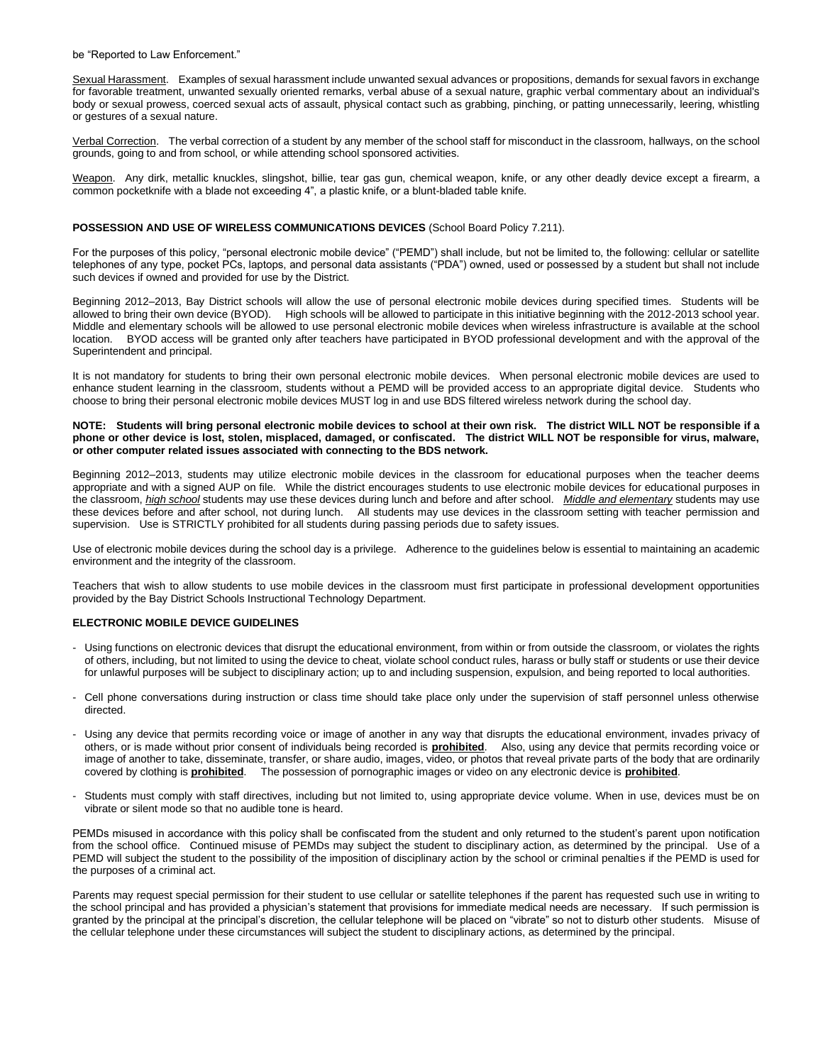be "Reported to Law Enforcement."

Sexual Harassment. Examples of sexual harassment include unwanted sexual advances or propositions, demands for sexual favors in exchange for favorable treatment, unwanted sexually oriented remarks, verbal abuse of a sexual nature, graphic verbal commentary about an individual's body or sexual prowess, coerced sexual acts of assault, physical contact such as grabbing, pinching, or patting unnecessarily, leering, whistling or gestures of a sexual nature.

Verbal Correction. The verbal correction of a student by any member of the school staff for misconduct in the classroom, hallways, on the school grounds, going to and from school, or while attending school sponsored activities.

Weapon. Any dirk, metallic knuckles, slingshot, billie, tear gas gun, chemical weapon, knife, or any other deadly device except a firearm, a common pocketknife with a blade not exceeding 4", a plastic knife, or a blunt-bladed table knife.

**POSSESSION AND USE OF WIRELESS COMMUNICATIONS DEVICES** (School Board Policy 7.211).

For the purposes of this policy, "personal electronic mobile device" ("PEMD") shall include, but not be limited to, the following: cellular or satellite telephones of any type, pocket PCs, laptops, and personal data assistants ("PDA") owned, used or possessed by a student but shall not include such devices if owned and provided for use by the District.

Beginning 2012–2013, Bay District schools will allow the use of personal electronic mobile devices during specified times. Students will be allowed to bring their own device (BYOD). High schools will be allowed to participate in this initiative beginning with the 2012-2013 school year. Middle and elementary schools will be allowed to use personal electronic mobile devices when wireless infrastructure is available at the school location. BYOD access will be granted only after teachers have participated in BYOD professional development and with the approval of the Superintendent and principal.

It is not mandatory for students to bring their own personal electronic mobile devices. When personal electronic mobile devices are used to enhance student learning in the classroom, students without a PEMD will be provided access to an appropriate digital device. Students who choose to bring their personal electronic mobile devices MUST log in and use BDS filtered wireless network during the school day.

**NOTE: Students will bring personal electronic mobile devices to school at their own risk. The district WILL NOT be responsible if a phone or other device is lost, stolen, misplaced, damaged, or confiscated. The district WILL NOT be responsible for virus, malware, or other computer related issues associated with connecting to the BDS network.**

Beginning 2012–2013, students may utilize electronic mobile devices in the classroom for educational purposes when the teacher deems appropriate and with a signed AUP on file. While the district encourages students to use electronic mobile devices for educational purposes in the classroom, ***high school*** students may use these devices during lunch and before and after school. ***Middle and elementary*** students may use these devices before and after school, not during lunch. All students may use devices in the classroom setting with teacher permission and supervision. Use is STRICTLY prohibited for all students during passing periods due to safety issues.

Use of electronic mobile devices during the school day is a privilege. Adherence to the guidelines below is essential to maintaining an academic environment and the integrity of the classroom.

Teachers that wish to allow students to use mobile devices in the classroom must first participate in professional development opportunities provided by the Bay District Schools Instructional Technology Department.

**ELECTRONIC MOBILE DEVICE GUIDELINES**

- Using functions on electronic devices that disrupt the educational environment, from within or from outside the classroom, or violates the rights of others, including, but not limited to using the device to cheat, violate school conduct rules, harass or bully staff or students or use their device for unlawful purposes will be subject to disciplinary action; up to and including suspension, expulsion, and being reported to local authorities.
- Cell phone conversations during instruction or class time should take place only under the supervision of staff personnel unless otherwise directed.
- Using any device that permits recording voice or image of another in any way that disrupts the educational environment, invades privacy of others, or is made without prior consent of individuals being recorded is **prohibited**. Also, using any device that permits recording voice or image of another to take, disseminate, transfer, or share audio, images, video, or photos that reveal private parts of the body that are ordinarily covered by clothing is **prohibited**. The possession of pornographic images or video on any electronic device is **prohibited**.
- Students must comply with staff directives, including but not limited to, using appropriate device volume. When in use, devices must be on vibrate or silent mode so that no audible tone is heard.

PEMDs misused in accordance with this policy shall be confiscated from the student and only returned to the student's parent upon notification from the school office. Continued misuse of PEMDs may subject the student to disciplinary action, as determined by the principal. Use of a PEMD will subject the student to the possibility of the imposition of disciplinary action by the school or criminal penalties if the PEMD is used for the purposes of a criminal act.

Parents may request special permission for their student to use cellular or satellite telephones if the parent has requested such use in writing to the school principal and has provided a physician's statement that provisions for immediate medical needs are necessary. If such permission is granted by the principal at the principal's discretion, the cellular telephone will be placed on "vibrate" so not to disturb other students. Misuse of the cellular telephone under these circumstances will subject the student to disciplinary actions, as determined by the principal.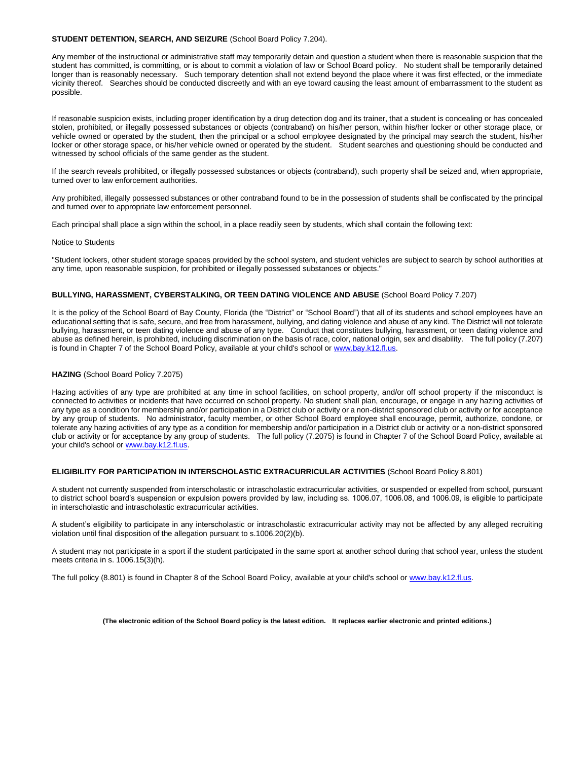**STUDENT DETENTION, SEARCH, AND SEIZURE** (School Board Policy 7.204).

Any member of the instructional or administrative staff may temporarily detain and question a student when there is reasonable suspicion that the student has committed, is committing, or is about to commit a violation of law or School Board policy. No student shall be temporarily detained longer than is reasonably necessary. Such temporary detention shall not extend beyond the place where it was first effected, or the immediate vicinity thereof. Searches should be conducted discreetly and with an eye toward causing the least amount of embarrassment to the student as possible.

If reasonable suspicion exists, including proper identification by a drug detection dog and its trainer, that a student is concealing or has concealed stolen, prohibited, or illegally possessed substances or objects (contraband) on his/her person, within his/her locker or other storage place, or vehicle owned or operated by the student, then the principal or a school employee designated by the principal may search the student, his/her locker or other storage space, or his/her vehicle owned or operated by the student. Student searches and questioning should be conducted and witnessed by school officials of the same gender as the student.

If the search reveals prohibited, or illegally possessed substances or objects (contraband), such property shall be seized and, when appropriate, turned over to law enforcement authorities.

Any prohibited, illegally possessed substances or other contraband found to be in the possession of students shall be confiscated by the principal and turned over to appropriate law enforcement personnel.

Each principal shall place a sign within the school, in a place readily seen by students, which shall contain the following text:

Notice to Students

"Student lockers, other student storage spaces provided by the school system, and student vehicles are subject to search by school authorities at any time, upon reasonable suspicion, for prohibited or illegally possessed substances or objects."

**BULLYING, HARASSMENT, CYBERSTALKING, OR TEEN DATING VIOLENCE AND ABUSE** (School Board Policy 7.207)

It is the policy of the School Board of Bay County, Florida (the "District" or "School Board") that all of its students and school employees have an educational setting that is safe, secure, and free from harassment, bullying, and dating violence and abuse of any kind. The District will not tolerate bullying, harassment, or teen dating violence and abuse of any type. Conduct that constitutes bullying, harassment, or teen dating violence and abuse as defined herein, is prohibited, including discrimination on the basis of race, color, national origin, sex and disability. The full policy (7.207) is found in Chapter 7 of the School Board Policy, available at your child's school or www.bay.k12.fl.us.

**HAZING** (School Board Policy 7.2075)

Hazing activities of any type are prohibited at any time in school facilities, on school property, and/or off school property if the misconduct is connected to activities or incidents that have occurred on school property. No student shall plan, encourage, or engage in any hazing activities of any type as a condition for membership and/or participation in a District club or activity or a non-district sponsored club or activity or for acceptance by any group of students. No administrator, faculty member, or other School Board employee shall encourage, permit, authorize, condone, or tolerate any hazing activities of any type as a condition for membership and/or participation in a District club or activity or a non-district sponsored club or activity or for acceptance by any group of students. The full policy (7.2075) is found in Chapter 7 of the School Board Policy, available at your child's school or www.bay.k12.fl.us.

**ELIGIBILITY FOR PARTICIPATION IN INTERSCHOLASTIC EXTRACURRICULAR ACTIVITIES** (School Board Policy 8.801)

A student not currently suspended from interscholastic or intrascholastic extracurricular activities, or suspended or expelled from school, pursuant to district school board's suspension or expulsion powers provided by law, including ss. 1006.07, 1006.08, and 1006.09, is eligible to participate in interscholastic and intrascholastic extracurricular activities.

A student's eligibility to participate in any interscholastic or intrascholastic extracurricular activity may not be affected by any alleged recruiting violation until final disposition of the allegation pursuant to s.1006.20(2)(b).

A student may not participate in a sport if the student participated in the same sport at another school during that school year, unless the student meets criteria in s. 1006.15(3)(h).

The full policy (8.801) is found in Chapter 8 of the School Board Policy, available at your child's school or www.bay.k12.fl.us.

**(The electronic edition of the School Board policy is the latest edition. It replaces earlier electronic and printed editions.)**